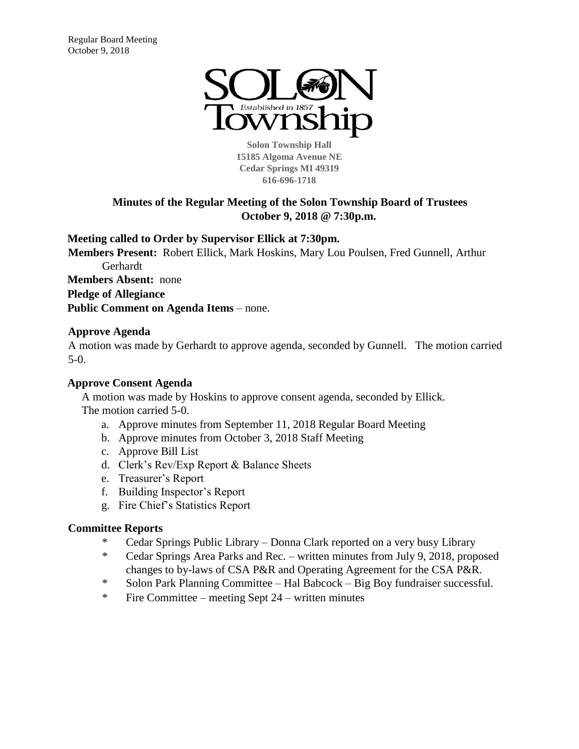Solon Township Hall
15185 Algoma Avenue NE
Cedar Springs MI 49319
616-696-1718

## Minutes of the Regular Meeting of the Solon Township Board of Trustees October 9, 2018 @ 7:30p.m.

**Meeting called to Order by Supervisor Ellick at 7:30pm.**

**Members Present:** Robert Ellick, Mark Hoskins, Mary Lou Poulsen, Fred Gunnell, Arthur Gerhardt

**Members Absent:** none

**Pledge of Allegiance**

**Public Comment on Agenda Items** – none.

### Approve Agenda

A motion was made by Gerhardt to approve agenda, seconded by Gunnell. The motion carried 5-0.

### Approve Consent Agenda

A motion was made by Hoskins to approve consent agenda, seconded by Ellick. The motion carried 5-0.

a. Approve minutes from September 11, 2018 Regular Board Meeting
b. Approve minutes from October 3, 2018 Staff Meeting
c. Approve Bill List
d. Clerk's Rev/Exp Report & Balance Sheets
e. Treasurer's Report
f. Building Inspector's Report
g. Fire Chief's Statistics Report

### Committee Reports

- Cedar Springs Public Library – Donna Clark reported on a very busy Library
- Cedar Springs Area Parks and Rec. – written minutes from July 9, 2018, proposed changes to by-laws of CSA P&R and Operating Agreement for the CSA P&R.
- Solon Park Planning Committee – Hal Babcock – Big Boy fundraiser successful.
- Fire Committee – meeting Sept 24 – written minutes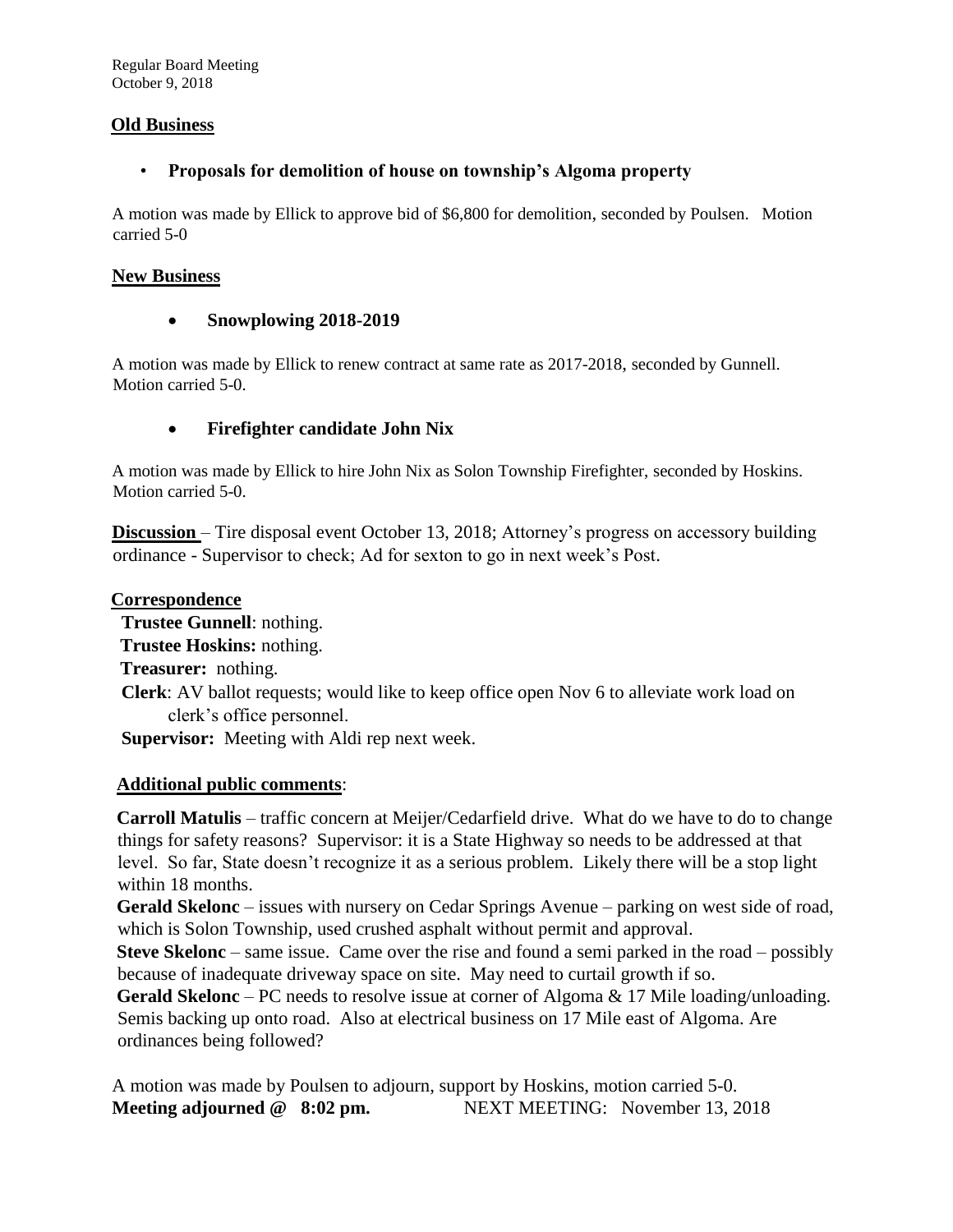## Old Business

- **Proposals for demolition of house on township's Algoma property**

A motion was made by Ellick to approve bid of $6,800 for demolition, seconded by Poulsen. Motion carried 5-0

## New Business

- **Snowplowing 2018-2019**

A motion was made by Ellick to renew contract at same rate as 2017-2018, seconded by Gunnell. Motion carried 5-0.

- **Firefighter candidate John Nix**

A motion was made by Ellick to hire John Nix as Solon Township Firefighter, seconded by Hoskins. Motion carried 5-0.

**Discussion** – Tire disposal event October 13, 2018; Attorney's progress on accessory building ordinance - Supervisor to check; Ad for sexton to go in next week's Post.

**Correspondence**

**Trustee Gunnell**: nothing.
**Trustee Hoskins:** nothing.
**Treasurer:** nothing.
**Clerk**: AV ballot requests; would like to keep office open Nov 6 to alleviate work load on clerk's office personnel.
**Supervisor:** Meeting with Aldi rep next week.

**Additional public comments**:

**Carroll Matulis** – traffic concern at Meijer/Cedarfield drive. What do we have to do to change things for safety reasons? Supervisor: it is a State Highway so needs to be addressed at that level. So far, State doesn't recognize it as a serious problem. Likely there will be a stop light within 18 months.
**Gerald Skelonc** – issues with nursery on Cedar Springs Avenue – parking on west side of road, which is Solon Township, used crushed asphalt without permit and approval.
**Steve Skelonc** – same issue. Came over the rise and found a semi parked in the road – possibly because of inadequate driveway space on site. May need to curtail growth if so.
**Gerald Skelonc** – PC needs to resolve issue at corner of Algoma & 17 Mile loading/unloading. Semis backing up onto road. Also at electrical business on 17 Mile east of Algoma. Are ordinances being followed?

A motion was made by Poulsen to adjourn, support by Hoskins, motion carried 5-0.
**Meeting adjourned @ 8:02 pm.** NEXT MEETING: November 13, 2018